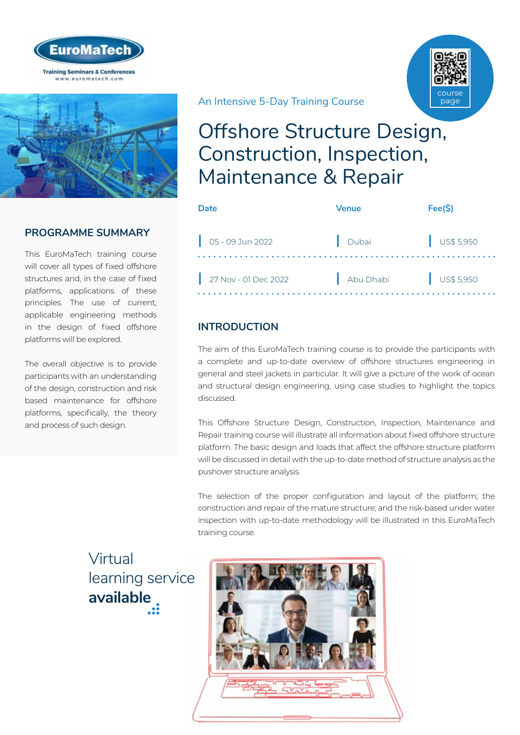EuroMaTech

Training Seminars & Conferences
www.euromatech.com

course page

An Intensive 5-Day Training Course

# Offshore Structure Design, Construction, Inspection, Maintenance & Repair

| Date | Venue | Fee($) |
|---|---|---|
| 05 - 09 Jun 2022 | Dubai | US$ 5,950 |
| 27 Nov - 01 Dec 2022 | Abu Dhabi | US$ 5,950 |

## PROGRAMME SUMMARY

This EuroMaTech training course will cover all types of fixed offshore structures and, in the case of fixed platforms, applications of these principles. The use of current, applicable engineering methods in the design of fixed offshore platforms will be explored.

The overall objective is to provide participants with an understanding of the design, construction and risk based maintenance for offshore platforms, specifically, the theory and process of such design.

## INTRODUCTION

The aim of this EuroMaTech training course is to provide the participants with a complete and up-to-date overview of offshore structures engineering in general and steel jackets in particular. It will give a picture of the work of ocean and structural design engineering, using case studies to highlight the topics discussed.

This Offshore Structure Design, Construction, Inspection, Maintenance and Repair training course will illustrate all information about fixed offshore structure platform. The basic design and loads that affect the offshore structure platform will be discussed in detail with the up-to-date method of structure analysis as the pushover structure analysis.

The selection of the proper configuration and layout of the platform; the construction and repair of the mature structure; and the risk-based under water inspection with up-to-date methodology will be illustrated in this EuroMaTech training course.

Virtual learning service **available**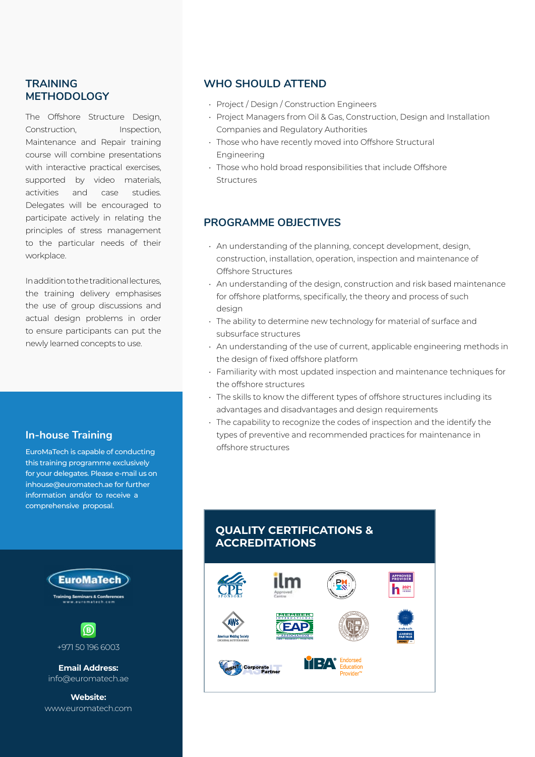## TRAINING METHODOLOGY

The Offshore Structure Design, Construction, Inspection, Maintenance and Repair training course will combine presentations with interactive practical exercises, supported by video materials, activities and case studies. Delegates will be encouraged to participate actively in relating the principles of stress management to the particular needs of their workplace.

In addition to the traditional lectures, the training delivery emphasises the use of group discussions and actual design problems in order to ensure participants can put the newly learned concepts to use.

## In-house Training

EuroMaTech is capable of conducting this training programme exclusively for your delegates. Please e-mail us on inhouse@euromatech.ae for further information and/or to receive a comprehensive proposal.

EuroMaTech
Training Seminars & Conferences
www.euromatech.com

+971 50 196 6003

**Email Address:**
info@euromatech.ae

**Website:**
www.euromatech.com

## WHO SHOULD ATTEND

- Project / Design / Construction Engineers
- Project Managers from Oil & Gas, Construction, Design and Installation Companies and Regulatory Authorities
- Those who have recently moved into Offshore Structural Engineering
- Those who hold broad responsibilities that include Offshore Structures

## PROGRAMME OBJECTIVES

- An understanding of the planning, concept development, design, construction, installation, operation, inspection and maintenance of Offshore Structures
- An understanding of the design, construction and risk based maintenance for offshore platforms, specifically, the theory and process of such design
- The ability to determine new technology for material of surface and subsurface structures
- An understanding of the use of current, applicable engineering methods in the design of fixed offshore platform
- Familiarity with most updated inspection and maintenance techniques for the offshore structures
- The skills to know the different types of offshore structures including its advantages and disadvantages and design requirements
- The capability to recognize the codes of inspection and the identify the types of preventive and recommended practices for maintenance in offshore structures

## QUALITY CERTIFICATIONS & ACCREDITATIONS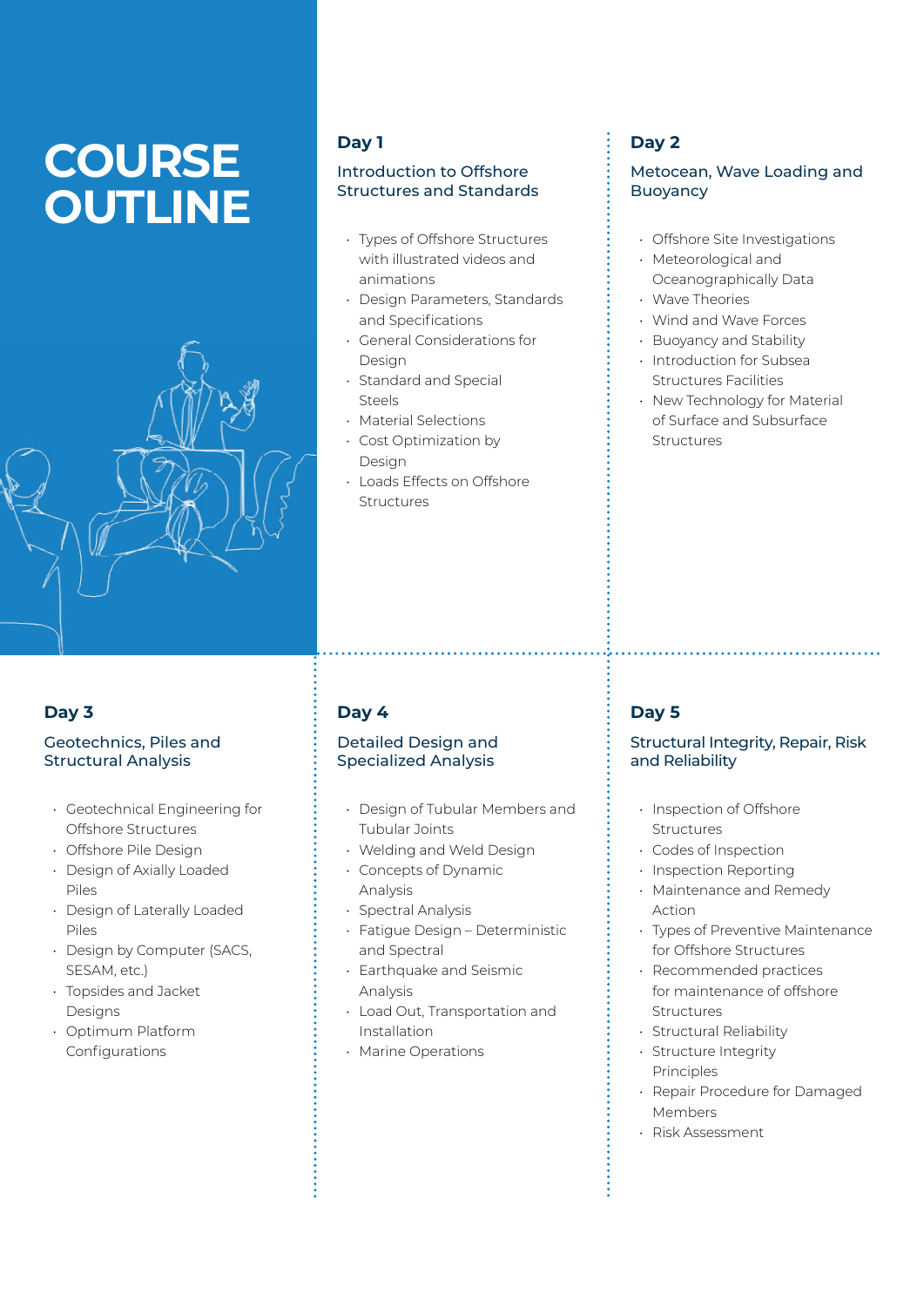# COURSE OUTLINE

## Day 1

### Introduction to Offshore Structures and Standards

- Types of Offshore Structures with illustrated videos and animations
- Design Parameters, Standards and Specifications
- General Considerations for Design
- Standard and Special Steels
- Material Selections
- Cost Optimization by Design
- Loads Effects on Offshore Structures

## Day 2

### Metocean, Wave Loading and Buoyancy

- Offshore Site Investigations
- Meteorological and Oceanographically Data
- Wave Theories
- Wind and Wave Forces
- Buoyancy and Stability
- Introduction for Subsea Structures Facilities
- New Technology for Material of Surface and Subsurface Structures

## Day 3

### Geotechnics, Piles and Structural Analysis

- Geotechnical Engineering for Offshore Structures
- Offshore Pile Design
- Design of Axially Loaded Piles
- Design of Laterally Loaded Piles
- Design by Computer (SACS, SESAM, etc.)
- Topsides and Jacket Designs
- Optimum Platform Configurations

## Day 4

### Detailed Design and Specialized Analysis

- Design of Tubular Members and Tubular Joints
- Welding and Weld Design
- Concepts of Dynamic Analysis
- Spectral Analysis
- Fatigue Design – Deterministic and Spectral
- Earthquake and Seismic Analysis
- Load Out, Transportation and Installation
- Marine Operations

## Day 5

### Structural Integrity, Repair, Risk and Reliability

- Inspection of Offshore Structures
- Codes of Inspection
- Inspection Reporting
- Maintenance and Remedy Action
- Types of Preventive Maintenance for Offshore Structures
- Recommended practices for maintenance of offshore Structures
- Structural Reliability
- Structure Integrity Principles
- Repair Procedure for Damaged Members
- Risk Assessment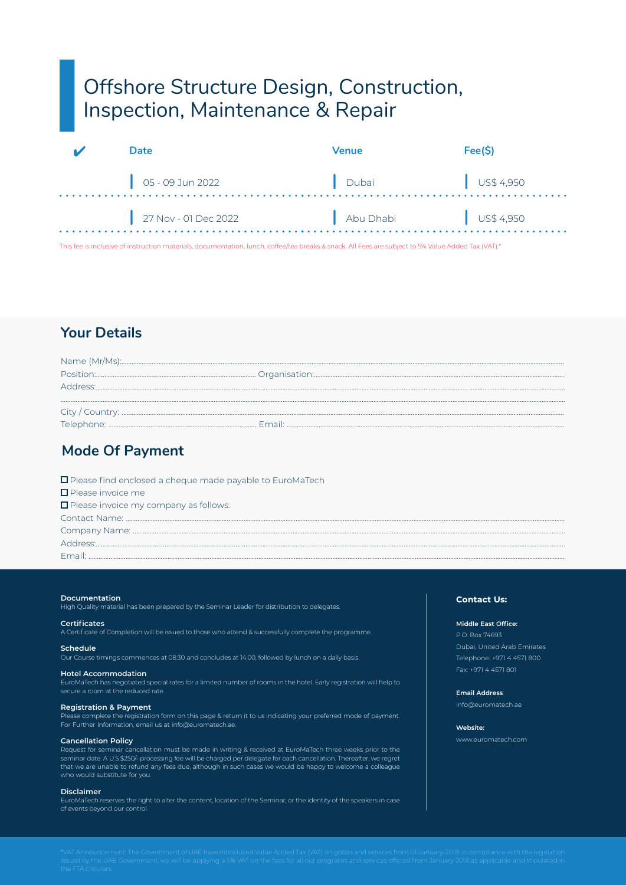# Offshore Structure Design, Construction, Inspection, Maintenance & Repair

| ✔ | Date | Venue | Fee($) |
| --- | --- | --- | --- |
| | 05 - 09 Jun 2022 | Dubai | US$ 4,950 |
| | 27 Nov - 01 Dec 2022 | Abu Dhabi | US$ 4,950 |

This fee is inclusive of instruction materials, documentation, lunch, coffee/tea breaks & snack. All Fees are subject to 5% Value Added Tax (VAT)*

## Your Details

Name (Mr/Ms):............................................................

Position:.................................... Organisation:....................................

Address:............................................................

City / Country: ............................................................

Telephone: .................................... Email: ....................................

## Mode Of Payment

☐ Please find enclosed a cheque made payable to EuroMaTech

☐ Please invoice me

☐ Please invoice my company as follows:

Contact Name: ............................................................

Company Name: ............................................................

Address:............................................................

Email: ............................................................

**Documentation**
High Quality material has been prepared by the Seminar Leader for distribution to delegates.

**Certificates**
A Certificate of Completion will be issued to those who attend & successfully complete the programme.

**Schedule**
Our Course timings commences at 08:30 and concludes at 14:00, followed by lunch on a daily basis.

**Hotel Accommodation**
EuroMaTech has negotiated special rates for a limited number of rooms in the hotel. Early registration will help to secure a room at the reduced rate.

**Registration & Payment**
Please complete the registration form on this page & return it to us indicating your preferred mode of payment. For Further Information, email us at info@euromatech.ae.

**Cancellation Policy**
Request for seminar cancellation must be made in writing & received at EuroMaTech three weeks prior to the seminar date. A U.S $250/- processing fee will be charged per delegate for each cancellation. Thereafter, we regret that we are unable to refund any fees due, although in such cases we would be happy to welcome a colleague who would substitute for you.

**Disclaimer**
EuroMaTech reserves the right to alter the content, location of the Seminar, or the identity of the speakers in case of events beyond our control.

**Contact Us:**

**Middle East Office:**
P.O. Box 74693
Dubai, United Arab Emirates
Telephone: +971 4 4571 800
Fax: +971 4 4571 801

**Email Address**
info@euromatech.ae

**Website:**
www.euromatech.com

*VAT Announcement: The Government of UAE have introduced Value Added Tax (VAT) on goods and services from 01-January-2018. In compliance with the legislation issued by the UAE Government, we will be applying a 5% VAT on the fees for all our programs and services offered from January 2018 as applicable and stipulated in the FTA circulars.